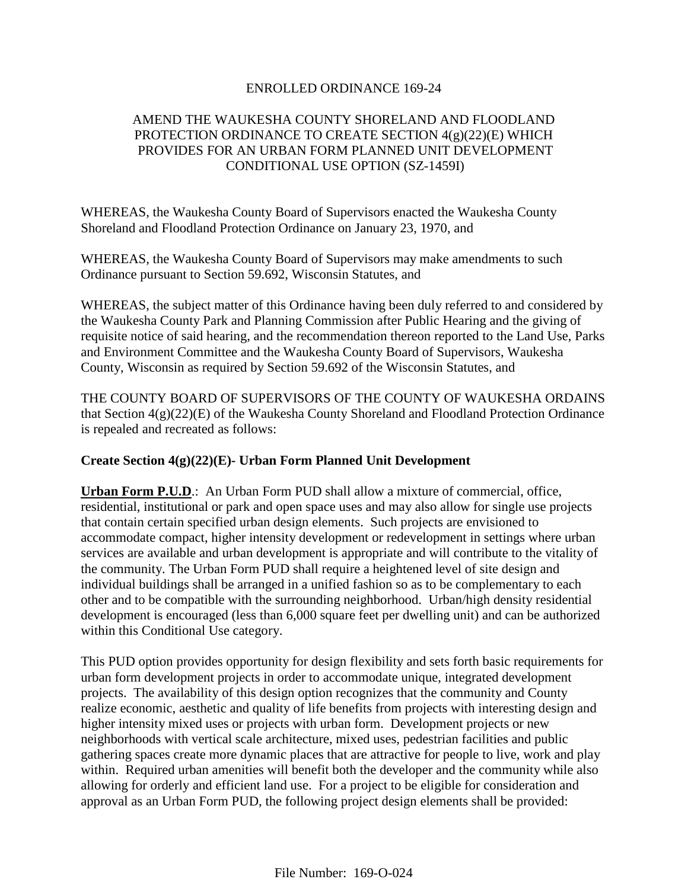ENROLLED ORDINANCE 169-24

AMEND THE WAUKESHA COUNTY SHORELAND AND FLOODLAND PROTECTION ORDINANCE TO CREATE SECTION 4(g)(22)(E) WHICH PROVIDES FOR AN URBAN FORM PLANNED UNIT DEVELOPMENT CONDITIONAL USE OPTION (SZ-1459I)

WHEREAS, the Waukesha County Board of Supervisors enacted the Waukesha County Shoreland and Floodland Protection Ordinance on January 23, 1970, and

WHEREAS, the Waukesha County Board of Supervisors may make amendments to such Ordinance pursuant to Section 59.692, Wisconsin Statutes, and

WHEREAS, the subject matter of this Ordinance having been duly referred to and considered by the Waukesha County Park and Planning Commission after Public Hearing and the giving of requisite notice of said hearing, and the recommendation thereon reported to the Land Use, Parks and Environment Committee and the Waukesha County Board of Supervisors, Waukesha County, Wisconsin as required by Section 59.692 of the Wisconsin Statutes, and

THE COUNTY BOARD OF SUPERVISORS OF THE COUNTY OF WAUKESHA ORDAINS that Section 4(g)(22)(E) of the Waukesha County Shoreland and Floodland Protection Ordinance is repealed and recreated as follows:

**Create Section 4(g)(22)(E)- Urban Form Planned Unit Development**

**Urban Form P.U.D**.: An Urban Form PUD shall allow a mixture of commercial, office, residential, institutional or park and open space uses and may also allow for single use projects that contain certain specified urban design elements. Such projects are envisioned to accommodate compact, higher intensity development or redevelopment in settings where urban services are available and urban development is appropriate and will contribute to the vitality of the community. The Urban Form PUD shall require a heightened level of site design and individual buildings shall be arranged in a unified fashion so as to be complementary to each other and to be compatible with the surrounding neighborhood. Urban/high density residential development is encouraged (less than 6,000 square feet per dwelling unit) and can be authorized within this Conditional Use category.

This PUD option provides opportunity for design flexibility and sets forth basic requirements for urban form development projects in order to accommodate unique, integrated development projects. The availability of this design option recognizes that the community and County realize economic, aesthetic and quality of life benefits from projects with interesting design and higher intensity mixed uses or projects with urban form. Development projects or new neighborhoods with vertical scale architecture, mixed uses, pedestrian facilities and public gathering spaces create more dynamic places that are attractive for people to live, work and play within. Required urban amenities will benefit both the developer and the community while also allowing for orderly and efficient land use. For a project to be eligible for consideration and approval as an Urban Form PUD, the following project design elements shall be provided:

File Number: 169-O-024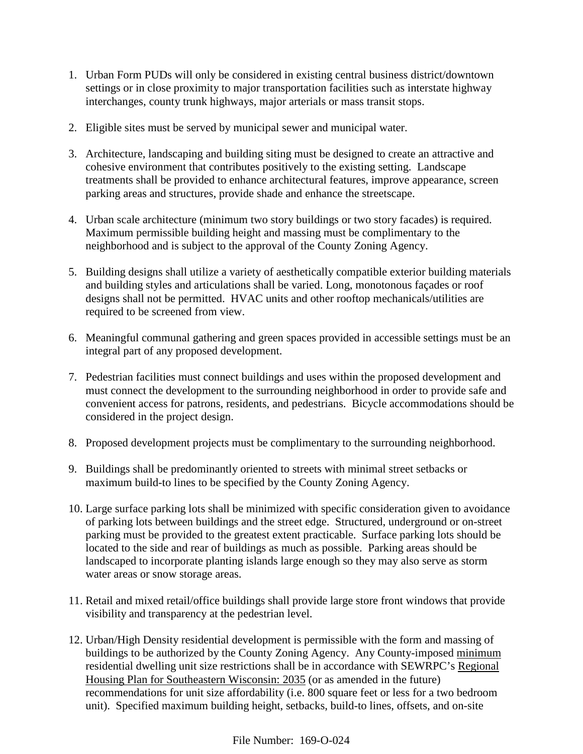1. Urban Form PUDs will only be considered in existing central business district/downtown settings or in close proximity to major transportation facilities such as interstate highway interchanges, county trunk highways, major arterials or mass transit stops.

2. Eligible sites must be served by municipal sewer and municipal water.

3. Architecture, landscaping and building siting must be designed to create an attractive and cohesive environment that contributes positively to the existing setting. Landscape treatments shall be provided to enhance architectural features, improve appearance, screen parking areas and structures, provide shade and enhance the streetscape.

4. Urban scale architecture (minimum two story buildings or two story facades) is required. Maximum permissible building height and massing must be complimentary to the neighborhood and is subject to the approval of the County Zoning Agency.

5. Building designs shall utilize a variety of aesthetically compatible exterior building materials and building styles and articulations shall be varied. Long, monotonous façades or roof designs shall not be permitted. HVAC units and other rooftop mechanicals/utilities are required to be screened from view.

6. Meaningful communal gathering and green spaces provided in accessible settings must be an integral part of any proposed development.

7. Pedestrian facilities must connect buildings and uses within the proposed development and must connect the development to the surrounding neighborhood in order to provide safe and convenient access for patrons, residents, and pedestrians. Bicycle accommodations should be considered in the project design.

8. Proposed development projects must be complimentary to the surrounding neighborhood.

9. Buildings shall be predominantly oriented to streets with minimal street setbacks or maximum build-to lines to be specified by the County Zoning Agency.

10. Large surface parking lots shall be minimized with specific consideration given to avoidance of parking lots between buildings and the street edge. Structured, underground or on-street parking must be provided to the greatest extent practicable. Surface parking lots should be located to the side and rear of buildings as much as possible. Parking areas should be landscaped to incorporate planting islands large enough so they may also serve as storm water areas or snow storage areas.

11. Retail and mixed retail/office buildings shall provide large store front windows that provide visibility and transparency at the pedestrian level.

12. Urban/High Density residential development is permissible with the form and massing of buildings to be authorized by the County Zoning Agency. Any County-imposed <u>minimum</u> residential dwelling unit size restrictions shall be in accordance with SEWRPC's <u>Regional Housing Plan for Southeastern Wisconsin: 2035</u> (or as amended in the future) recommendations for unit size affordability (i.e. 800 square feet or less for a two bedroom unit). Specified maximum building height, setbacks, build-to lines, offsets, and on-site

File Number: 169-O-024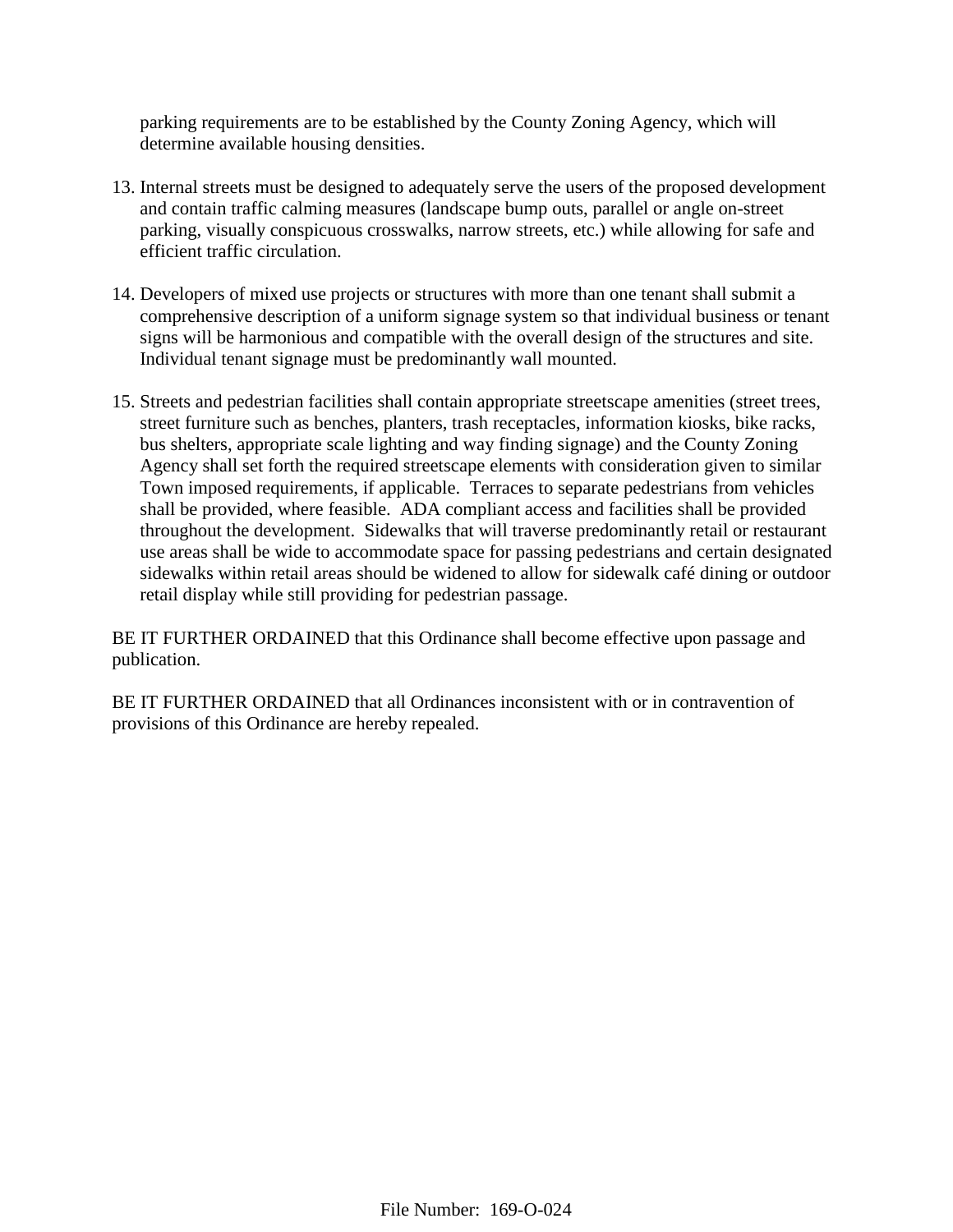parking requirements are to be established by the County Zoning Agency, which will determine available housing densities.

13. Internal streets must be designed to adequately serve the users of the proposed development and contain traffic calming measures (landscape bump outs, parallel or angle on-street parking, visually conspicuous crosswalks, narrow streets, etc.) while allowing for safe and efficient traffic circulation.

14. Developers of mixed use projects or structures with more than one tenant shall submit a comprehensive description of a uniform signage system so that individual business or tenant signs will be harmonious and compatible with the overall design of the structures and site. Individual tenant signage must be predominantly wall mounted.

15. Streets and pedestrian facilities shall contain appropriate streetscape amenities (street trees, street furniture such as benches, planters, trash receptacles, information kiosks, bike racks, bus shelters, appropriate scale lighting and way finding signage) and the County Zoning Agency shall set forth the required streetscape elements with consideration given to similar Town imposed requirements, if applicable. Terraces to separate pedestrians from vehicles shall be provided, where feasible. ADA compliant access and facilities shall be provided throughout the development. Sidewalks that will traverse predominantly retail or restaurant use areas shall be wide to accommodate space for passing pedestrians and certain designated sidewalks within retail areas should be widened to allow for sidewalk café dining or outdoor retail display while still providing for pedestrian passage.

BE IT FURTHER ORDAINED that this Ordinance shall become effective upon passage and publication.

BE IT FURTHER ORDAINED that all Ordinances inconsistent with or in contravention of provisions of this Ordinance are hereby repealed.

File Number: 169-O-024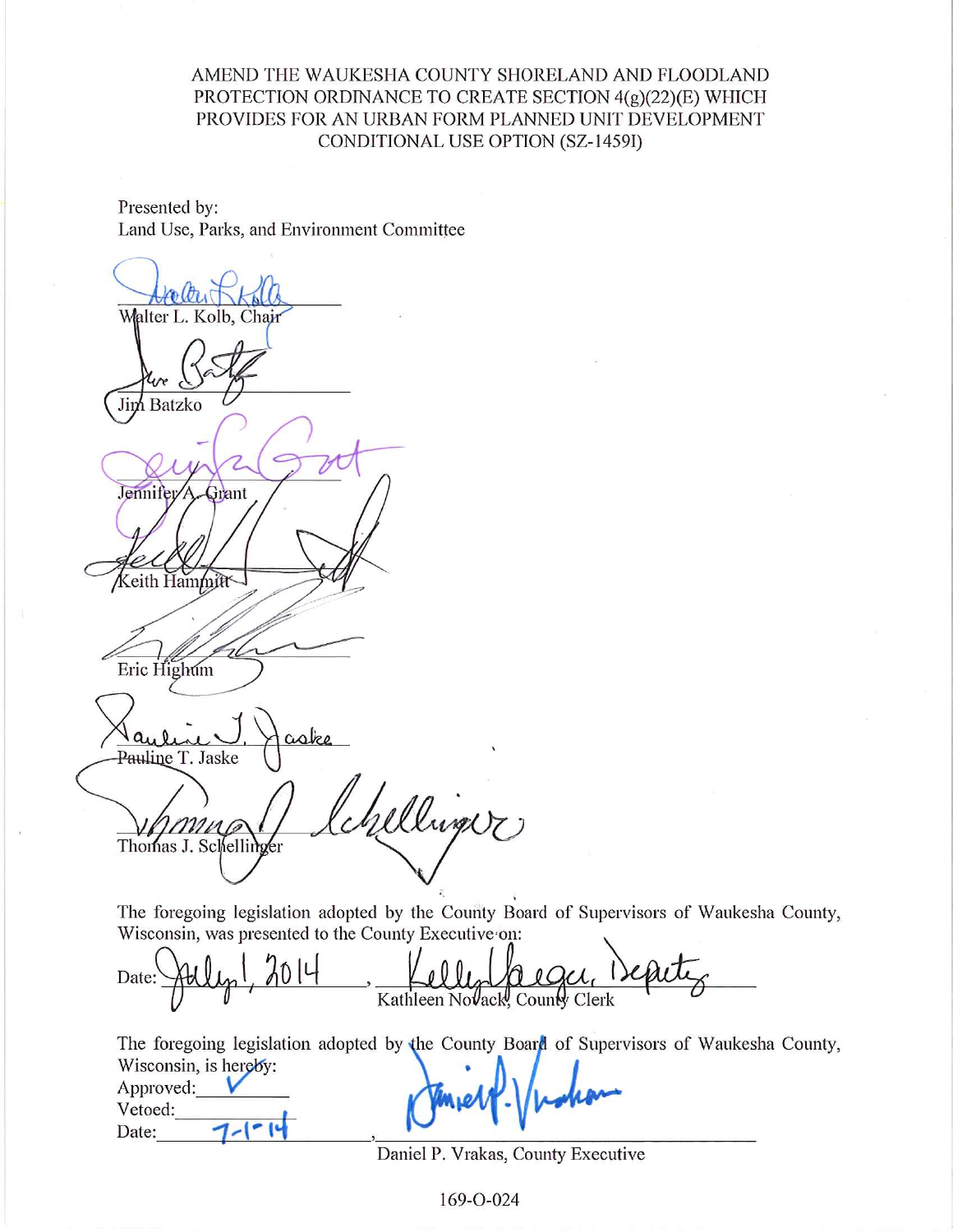AMEND THE WAUKESHA COUNTY SHORELAND AND FLOODLAND PROTECTION ORDINANCE TO CREATE SECTION 4(g)(22)(E) WHICH PROVIDES FOR AN URBAN FORM PLANNED UNIT DEVELOPMENT CONDITIONAL USE OPTION (SZ-1459I)

Presented by:
Land Use, Parks, and Environment Committee

Walter L. Kolb, Chair

Jim Batzko

Jennifer A. Grant

Keith Hammitt

Eric Highum

Pauline T. Jaske

Thomas J. Schellinger

The foregoing legislation adopted by the County Board of Supervisors of Waukesha County, Wisconsin, was presented to the County Executive on:

Date: July 1, 2014, Kelly Yaeger, Deputy
Kathleen Novack, County Clerk

The foregoing legislation adopted by the County Board of Supervisors of Waukesha County, Wisconsin, is hereby:

Approved: ✓

Vetoed: 

Date: 7-1-14, 

Daniel P. Vrakas, County Executive

169-O-024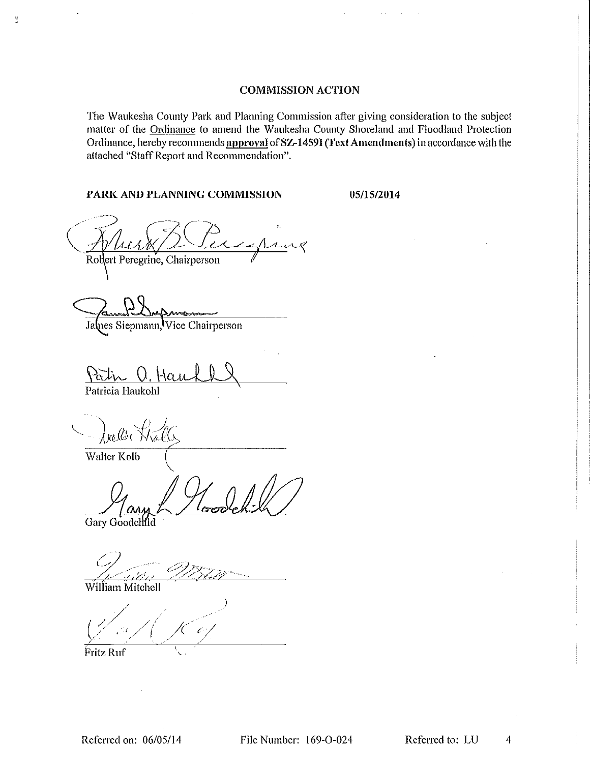## COMMISSION ACTION

The Waukesha County Park and Planning Commission after giving consideration to the subject matter of the Ordinance to amend the Waukesha County Shoreland and Floodland Protection Ordinance, hereby recommends **approval** of **SZ-1459I (Text Amendments)** in accordance with the attached "Staff Report and Recommendation".

**PARK AND PLANNING COMMISSION** **05/15/2014**

Robert Peregrine, Chairperson

James Siepmann, Vice Chairperson

Patricia Haukohl

Walter Kolb

Gary Goodchild

William Mitchell

Fritz Ruf

Referred on: 06/05/14 File Number: 169-O-024 Referred to: LU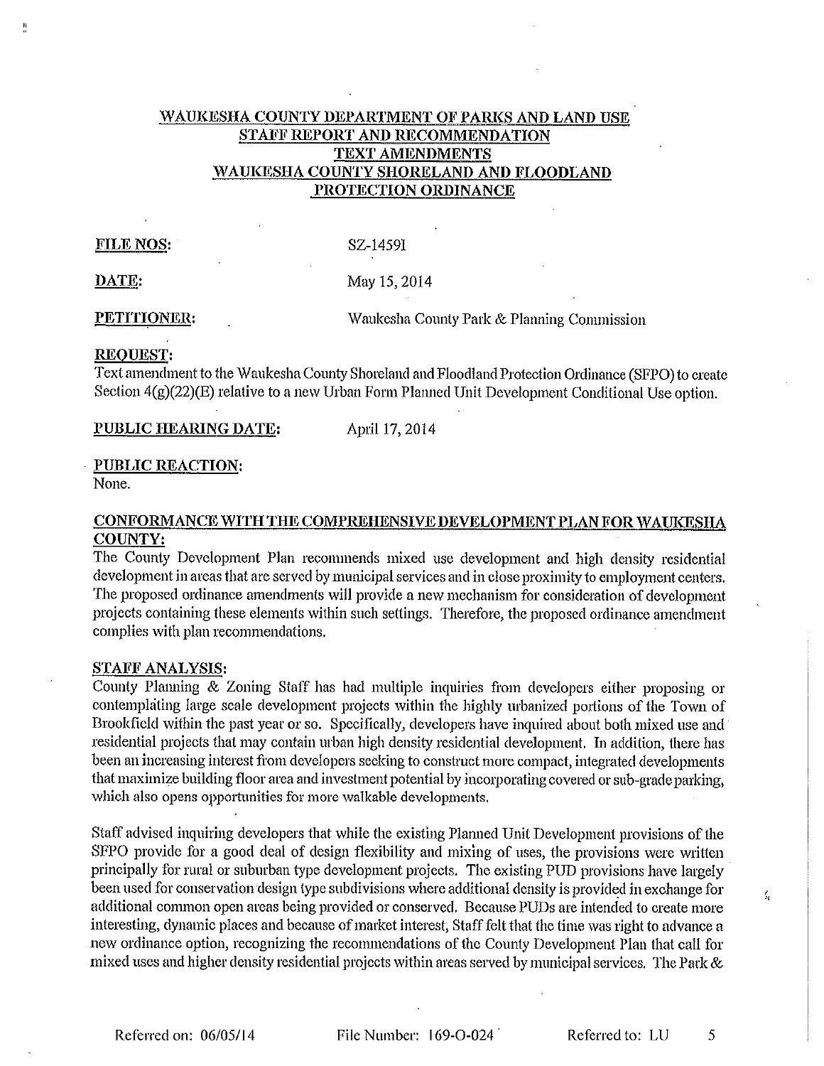**WAUKESHA COUNTY DEPARTMENT OF PARKS AND LAND USE**
**STAFF REPORT AND RECOMMENDATION**
**TEXT AMENDMENTS**
**WAUKESHA COUNTY SHORELAND AND FLOODLAND PROTECTION ORDINANCE**

**FILE NOS:** SZ-1459I

**DATE:** May 15, 2014

**PETITIONER:** Waukesha County Park & Planning Commission

**REQUEST:**
Text amendment to the Waukesha County Shoreland and Floodland Protection Ordinance (SFPO) to create Section 4(g)(22)(E) relative to a new Urban Form Planned Unit Development Conditional Use option.

**PUBLIC HEARING DATE:** April 17, 2014

**PUBLIC REACTION:**
None.

**CONFORMANCE WITH THE COMPREHENSIVE DEVELOPMENT PLAN FOR WAUKESHA COUNTY:**
The County Development Plan recommends mixed use development and high density residential development in areas that are served by municipal services and in close proximity to employment centers. The proposed ordinance amendments will provide a new mechanism for consideration of development projects containing these elements within such settings. Therefore, the proposed ordinance amendment complies with plan recommendations.

**STAFF ANALYSIS:**
County Planning & Zoning Staff has had multiple inquiries from developers either proposing or contemplating large scale development projects within the highly urbanized portions of the Town of Brookfield within the past year or so. Specifically, developers have inquired about both mixed use and residential projects that may contain urban high density residential development. In addition, there has been an increasing interest from developers seeking to construct more compact, integrated developments that maximize building floor area and investment potential by incorporating covered or sub-grade parking, which also opens opportunities for more walkable developments.

Staff advised inquiring developers that while the existing Planned Unit Development provisions of the SFPO provide for a good deal of design flexibility and mixing of uses, the provisions were written principally for rural or suburban type development projects. The existing PUD provisions have largely been used for conservation design type subdivisions where additional density is provided in exchange for additional common open areas being provided or conserved. Because PUDs are intended to create more interesting, dynamic places and because of market interest, Staff felt that the time was right to advance a new ordinance option, recognizing the recommendations of the County Development Plan that call for mixed uses and higher density residential projects within areas served by municipal services. The Park &

Referred on: 06/05/14 File Number: 169-O-024 Referred to: LU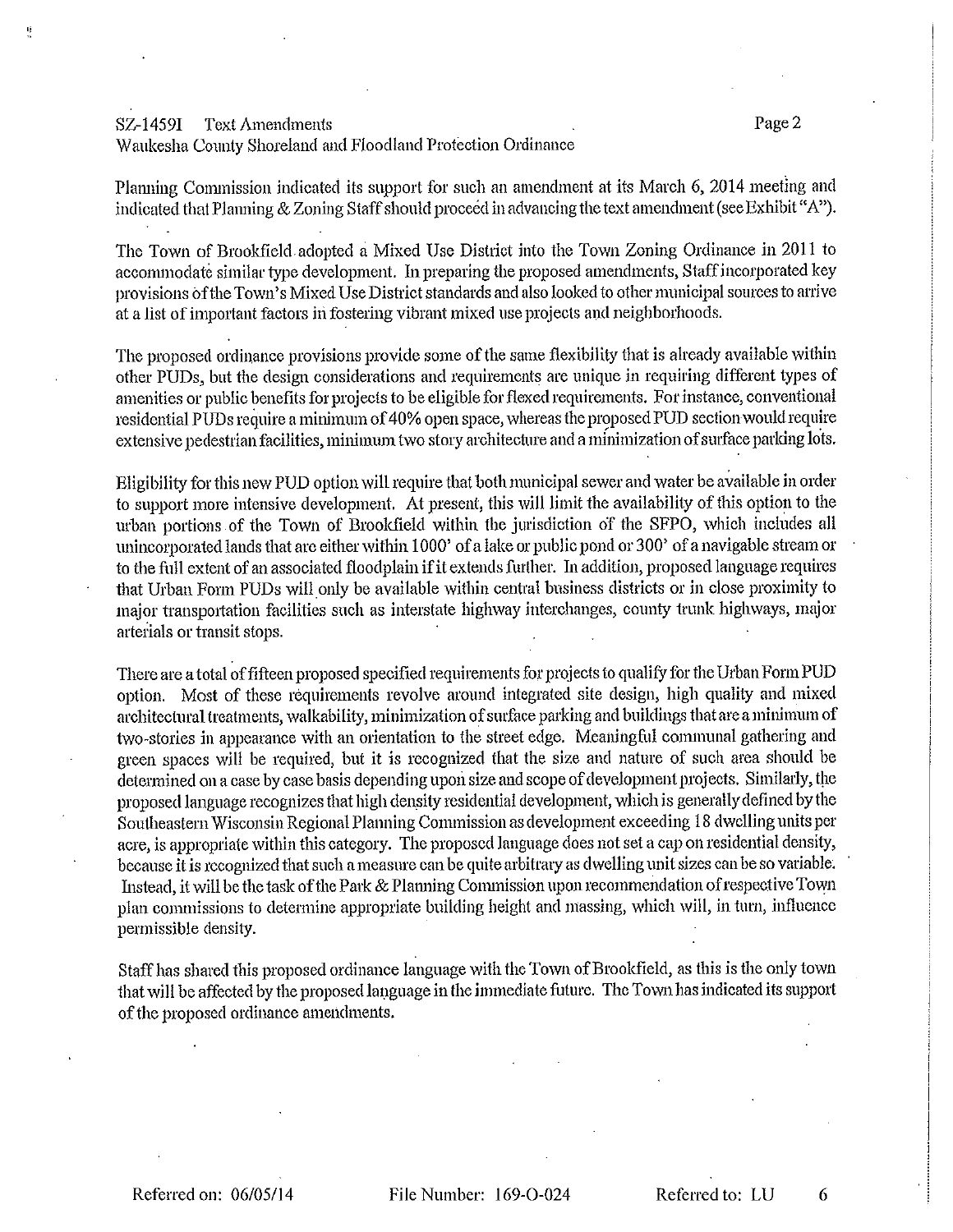Planning Commission indicated its support for such an amendment at its March 6, 2014 meeting and indicated that Planning & Zoning Staff should proceed in advancing the text amendment (see Exhibit "A").

The Town of Brookfield adopted a Mixed Use District into the Town Zoning Ordinance in 2011 to accommodate similar type development. In preparing the proposed amendments, Staff incorporated key provisions of the Town's Mixed Use District standards and also looked to other municipal sources to arrive at a list of important factors in fostering vibrant mixed use projects and neighborhoods.

The proposed ordinance provisions provide some of the same flexibility that is already available within other PUDs, but the design considerations and requirements are unique in requiring different types of amenities or public benefits for projects to be eligible for flexed requirements. For instance, conventional residential PUDs require a minimum of 40% open space, whereas the proposed PUD section would require extensive pedestrian facilities, minimum two story architecture and a minimization of surface parking lots.

Eligibility for this new PUD option will require that both municipal sewer and water be available in order to support more intensive development. At present, this will limit the availability of this option to the urban portions of the Town of Brookfield within the jurisdiction of the SFPO, which includes all unincorporated lands that are either within 1000' of a lake or public pond or 300' of a navigable stream or to the full extent of an associated floodplain if it extends further. In addition, proposed language requires that Urban Form PUDs will only be available within central business districts or in close proximity to major transportation facilities such as interstate highway interchanges, county trunk highways, major arterials or transit stops.

There are a total of fifteen proposed specified requirements for projects to qualify for the Urban Form PUD option. Most of these requirements revolve around integrated site design, high quality and mixed architectural treatments, walkability, minimization of surface parking and buildings that are a minimum of two-stories in appearance with an orientation to the street edge. Meaningful communal gathering and green spaces will be required, but it is recognized that the size and nature of such area should be determined on a case by case basis depending upon size and scope of development projects. Similarly, the proposed language recognizes that high density residential development, which is generally defined by the Southeastern Wisconsin Regional Planning Commission as development exceeding 18 dwelling units per acre, is appropriate within this category. The proposed language does not set a cap on residential density, because it is recognized that such a measure can be quite arbitrary as dwelling unit sizes can be so variable. Instead, it will be the task of the Park & Planning Commission upon recommendation of respective Town plan commissions to determine appropriate building height and massing, which will, in turn, influence permissible density.

Staff has shared this proposed ordinance language with the Town of Brookfield, as this is the only town that will be affected by the proposed language in the immediate future. The Town has indicated its support of the proposed ordinance amendments.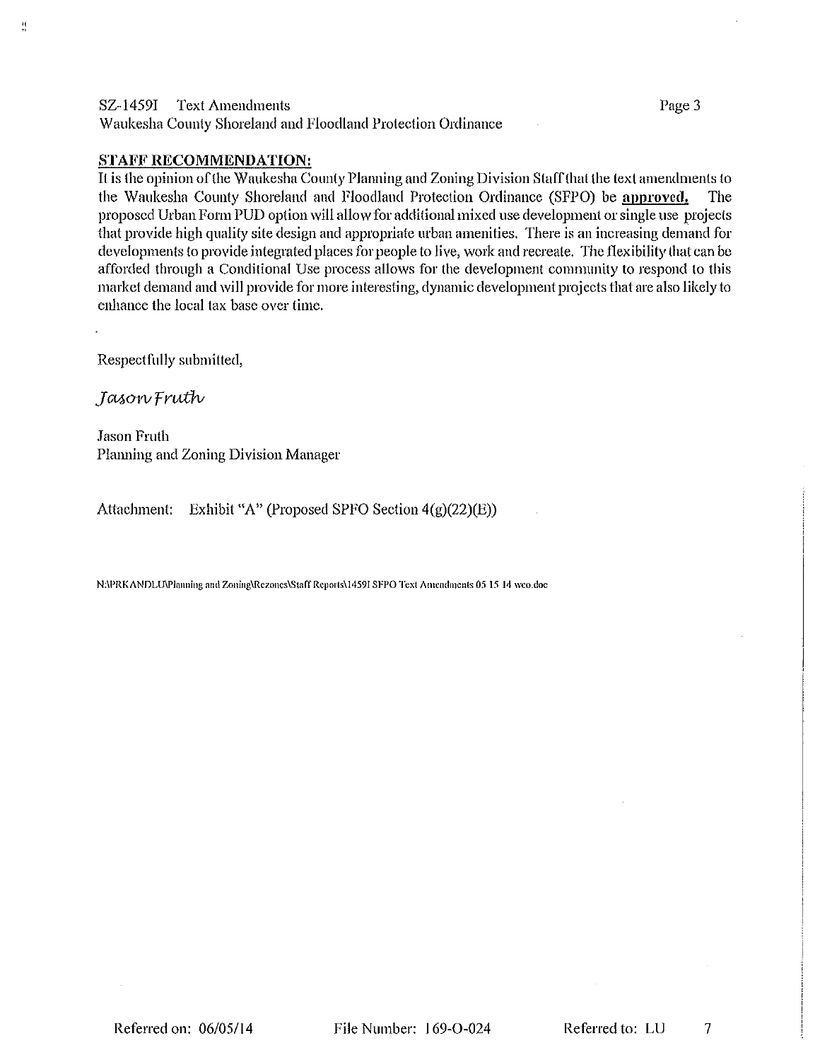**STAFF RECOMMENDATION:**

It is the opinion of the Waukesha County Planning and Zoning Division Staff that the text amendments to the Waukesha County Shoreland and Floodland Protection Ordinance (SFPO) be **approved.** The proposed Urban Form PUD option will allow for additional mixed use development or single use projects that provide high quality site design and appropriate urban amenities. There is an increasing demand for developments to provide integrated places for people to live, work and recreate. The flexibility that can be afforded through a Conditional Use process allows for the development community to respond to this market demand and will provide for more interesting, dynamic development projects that are also likely to enhance the local tax base over time.

Respectfully submitted,

*Jason Fruth*

Jason Fruth
Planning and Zoning Division Manager

Attachment: Exhibit "A" (Proposed SPFO Section 4(g)(22)(E))

N:\PRKANDLU\Planning and Zoning\Rezones\Staff Reports\1459I SFPO Text Amendments 05 15 14 wco.doc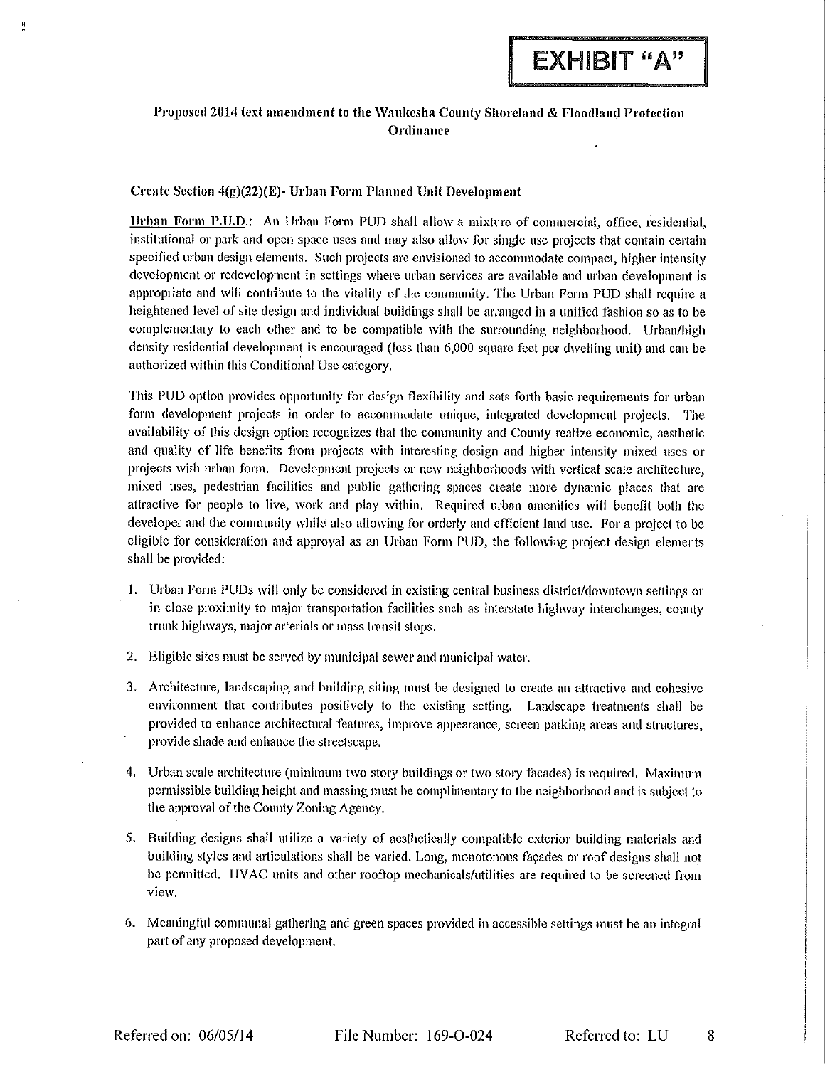**EXHIBIT "A"**

**Proposed 2014 text amendment to the Waukesha County Shoreland & Floodland Protection Ordinance**

**Create Section 4(g)(22)(E)- Urban Form Planned Unit Development**

<u>Urban Form P.U.D.</u>: An Urban Form PUD shall allow a mixture of commercial, office, residential, institutional or park and open space uses and may also allow for single use projects that contain certain specified urban design elements. Such projects are envisioned to accommodate compact, higher intensity development or redevelopment in settings where urban services are available and urban development is appropriate and will contribute to the vitality of the community. The Urban Form PUD shall require a heightened level of site design and individual buildings shall be arranged in a unified fashion so as to be complementary to each other and to be compatible with the surrounding neighborhood. Urban/high density residential development is encouraged (less than 6,000 square feet per dwelling unit) and can be authorized within this Conditional Use category.

This PUD option provides opportunity for design flexibility and sets forth basic requirements for urban form development projects in order to accommodate unique, integrated development projects. The availability of this design option recognizes that the community and County realize economic, aesthetic and quality of life benefits from projects with interesting design and higher intensity mixed uses or projects with urban form. Development projects or new neighborhoods with vertical scale architecture, mixed uses, pedestrian facilities and public gathering spaces create more dynamic places that are attractive for people to live, work and play within. Required urban amenities will benefit both the developer and the community while also allowing for orderly and efficient land use. For a project to be eligible for consideration and approval as an Urban Form PUD, the following project design elements shall be provided:

1. Urban Form PUDs will only be considered in existing central business district/downtown settings or in close proximity to major transportation facilities such as interstate highway interchanges, county trunk highways, major arterials or mass transit stops.
2. Eligible sites must be served by municipal sewer and municipal water.
3. Architecture, landscaping and building siting must be designed to create an attractive and cohesive environment that contributes positively to the existing setting. Landscape treatments shall be provided to enhance architectural features, improve appearance, screen parking areas and structures, provide shade and enhance the streetscape.
4. Urban scale architecture (minimum two story buildings or two story facades) is required. Maximum permissible building height and massing must be complimentary to the neighborhood and is subject to the approval of the County Zoning Agency.
5. Building designs shall utilize a variety of aesthetically compatible exterior building materials and building styles and articulations shall be varied. Long, monotonous façades or roof designs shall not be permitted. HVAC units and other rooftop mechanicals/utilities are required to be screened from view.
6. Meaningful communal gathering and green spaces provided in accessible settings must be an integral part of any proposed development.

Referred on: 06/05/14 File Number: 169-O-024 Referred to: LU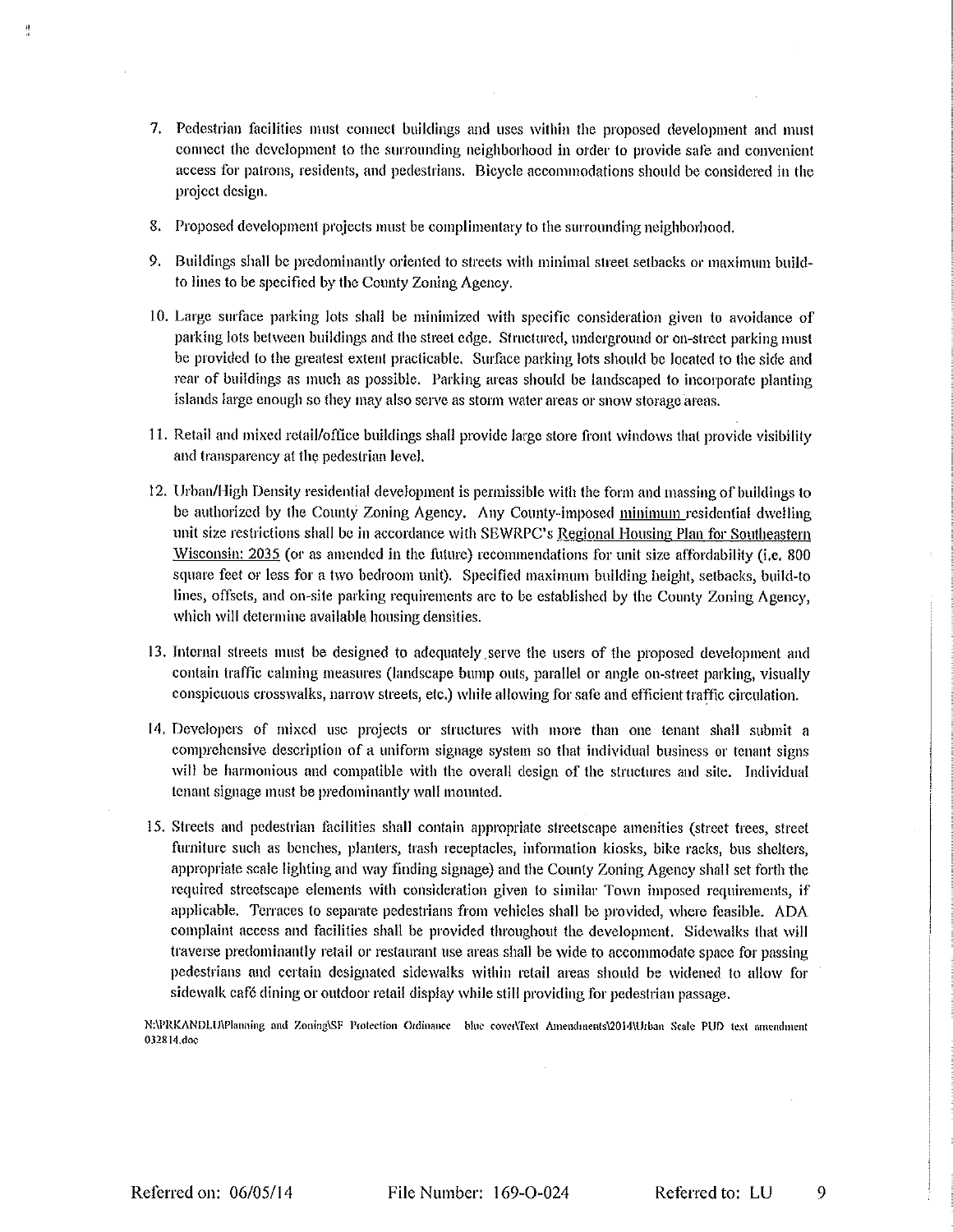7. Pedestrian facilities must connect buildings and uses within the proposed development and must connect the development to the surrounding neighborhood in order to provide safe and convenient access for patrons, residents, and pedestrians. Bicycle accommodations should be considered in the project design.

8. Proposed development projects must be complimentary to the surrounding neighborhood.

9. Buildings shall be predominantly oriented to streets with minimal street setbacks or maximum build-to lines to be specified by the County Zoning Agency.

10. Large surface parking lots shall be minimized with specific consideration given to avoidance of parking lots between buildings and the street edge. Structured, underground or on-street parking must be provided to the greatest extent practicable. Surface parking lots should be located to the side and rear of buildings as much as possible. Parking areas should be landscaped to incorporate planting islands large enough so they may also serve as storm water areas or snow storage areas.

11. Retail and mixed retail/office buildings shall provide large store front windows that provide visibility and transparency at the pedestrian level.

12. Urban/High Density residential development is permissible with the form and massing of buildings to be authorized by the County Zoning Agency. Any County-imposed <u>minimum</u> residential dwelling unit size restrictions shall be in accordance with SEWRPC's <u>Regional Housing Plan for Southeastern Wisconsin: 2035</u> (or as amended in the future) recommendations for unit size affordability (i.e. 800 square feet or less for a two bedroom unit). Specified maximum building height, setbacks, build-to lines, offsets, and on-site parking requirements are to be established by the County Zoning Agency, which will determine available housing densities.

13. Internal streets must be designed to adequately serve the users of the proposed development and contain traffic calming measures (landscape bump outs, parallel or angle on-street parking, visually conspicuous crosswalks, narrow streets, etc.) while allowing for safe and efficient traffic circulation.

14. Developers of mixed use projects or structures with more than one tenant shall submit a comprehensive description of a uniform signage system so that individual business or tenant signs will be harmonious and compatible with the overall design of the structures and site. Individual tenant signage must be predominantly wall mounted.

15. Streets and pedestrian facilities shall contain appropriate streetscape amenities (street trees, street furniture such as benches, planters, trash receptacles, information kiosks, bike racks, bus shelters, appropriate scale lighting and way finding signage) and the County Zoning Agency shall set forth the required streetscape elements with consideration given to similar Town imposed requirements, if applicable. Terraces to separate pedestrians from vehicles shall be provided, where feasible. ADA complaint access and facilities shall be provided throughout the development. Sidewalks that will traverse predominantly retail or restaurant use areas shall be wide to accommodate space for passing pedestrians and certain designated sidewalks within retail areas should be widened to allow for sidewalk café dining or outdoor retail display while still providing for pedestrian passage.

N:\PRKANDLU\Planning and Zoning\SF Protection Ordinance blue cover\Text Amendments\2014\Urban Scale PUD text amendment 032814.doc

Referred on: 06/05/14 File Number: 169-O-024 Referred to: LU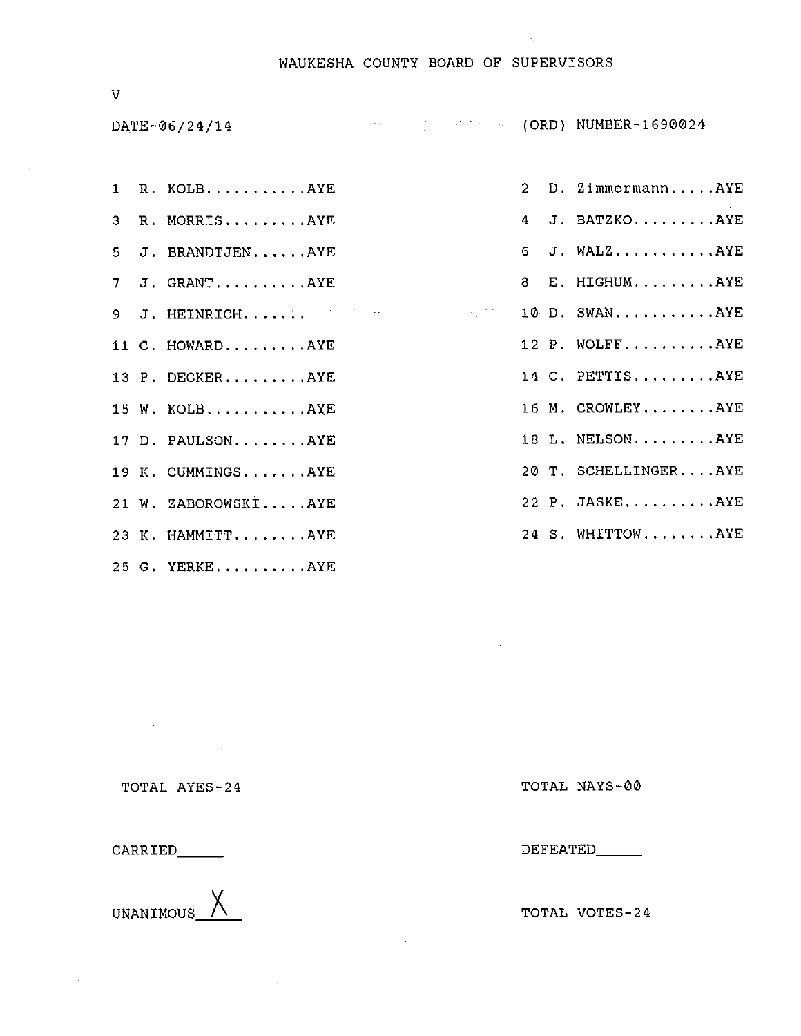# WAUKESHA COUNTY BOARD OF SUPERVISORS

V

DATE-06/24/14 (ORD) NUMBER-1690024

1 R. KOLB...........AYE

2 D. Zimmermann.....AYE

3 R. MORRIS.........AYE

4 J. BATZKO.........AYE

5 J. BRANDTJEN......AYE

6 J. WALZ...........AYE

7 J. GRANT..........AYE

8 E. HIGHUM.........AYE

9 J. HEINRICH.......

10 D. SWAN...........AYE

11 C. HOWARD.........AYE

12 P. WOLFF..........AYE

13 P. DECKER.........AYE

14 C. PETTIS.........AYE

15 W. KOLB...........AYE

16 M. CROWLEY........AYE

17 D. PAULSON........AYE

18 L. NELSON.........AYE

19 K. CUMMINGS.......AYE

20 T. SCHELLINGER....AYE

21 W. ZABOROWSKI.....AYE

22 P. JASKE..........AYE

23 K. HAMMITT........AYE

24 S. WHITTOW........AYE

25 G. YERKE..........AYE

TOTAL AYES-24

TOTAL NAYS-00

CARRIED_____

DEFEATED_____

UNANIMOUS X

TOTAL VOTES-24